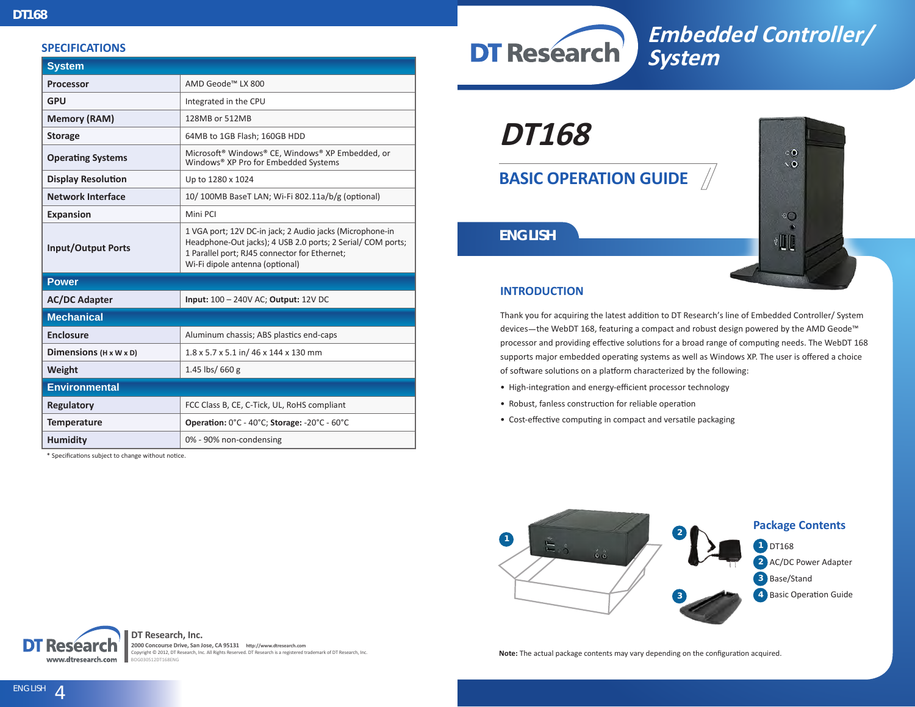## SPECIFICATIONS

| System | |
|---|---|
| **Processor** | AMD Geode™ LX 800 |
| **GPU** | Integrated in the CPU |
| **Memory (RAM)** | 128MB or 512MB |
| **Storage** | 64MB to 1GB Flash; 160GB HDD |
| **Operating Systems** | Microsoft® Windows® CE, Windows® XP Embedded, or Windows® XP Pro for Embedded Systems |
| **Display Resolution** | Up to 1280 x 1024 |
| **Network Interface** | 10/ 100MB BaseT LAN; Wi-Fi 802.11a/b/g (optional) |
| **Expansion** | Mini PCI |
| **Input/Output Ports** | 1 VGA port; 12V DC-in jack; 2 Audio jacks (Microphone-in Headphone-Out jacks); 4 USB 2.0 ports; 2 Serial/ COM ports; 1 Parallel port; RJ45 connector for Ethernet; Wi-Fi dipole antenna (optional) |
| **Power** | |
| **AC/DC Adapter** | **Input:** 100 – 240V AC; **Output:** 12V DC |
| **Mechanical** | |
| **Enclosure** | Aluminum chassis; ABS plastics end-caps |
| **Dimensions** (H x W x D) | 1.8 x 5.7 x 5.1 in/ 46 x 144 x 130 mm |
| **Weight** | 1.45 lbs/ 660 g |
| **Environmental** | |
| **Regulatory** | FCC Class B, CE, C-Tick, UL, RoHS compliant |
| **Temperature** | **Operation:** 0°C - 40°C; **Storage:** -20°C - 60°C |
| **Humidity** | 0% - 90% non-condensing |

\* Specifications subject to change without notice.

DT Research
www.dtresearch.com

**DT Research, Inc.**
2000 Concourse Drive, San Jose, CA 95131 http://www.dtresearch.com
Copyright © 2012, DT Research, Inc. All Rights Reserved. DT Research is a registered trademark of DT Research, Inc.
BOG030512DT168ENG

# DT Research — Embedded Controller/ System

# DT168

## BASIC OPERATION GUIDE

## ENGLISH

### INTRODUCTION

Thank you for acquiring the latest addition to DT Research's line of Embedded Controller/ System devices—the WebDT 168, featuring a compact and robust design powered by the AMD Geode™ processor and providing effective solutions for a broad range of computing needs. The WebDT 168 supports major embedded operating systems as well as Windows XP. The user is offered a choice of software solutions on a platform characterized by the following:

- High-integration and energy-efficient processor technology
- Robust, fanless construction for reliable operation
- Cost-effective computing in compact and versatile packaging

### Package Contents

1. DT168
2. AC/DC Power Adapter
3. Base/Stand
4. Basic Operation Guide

**Note:** The actual package contents may vary depending on the configuration acquired.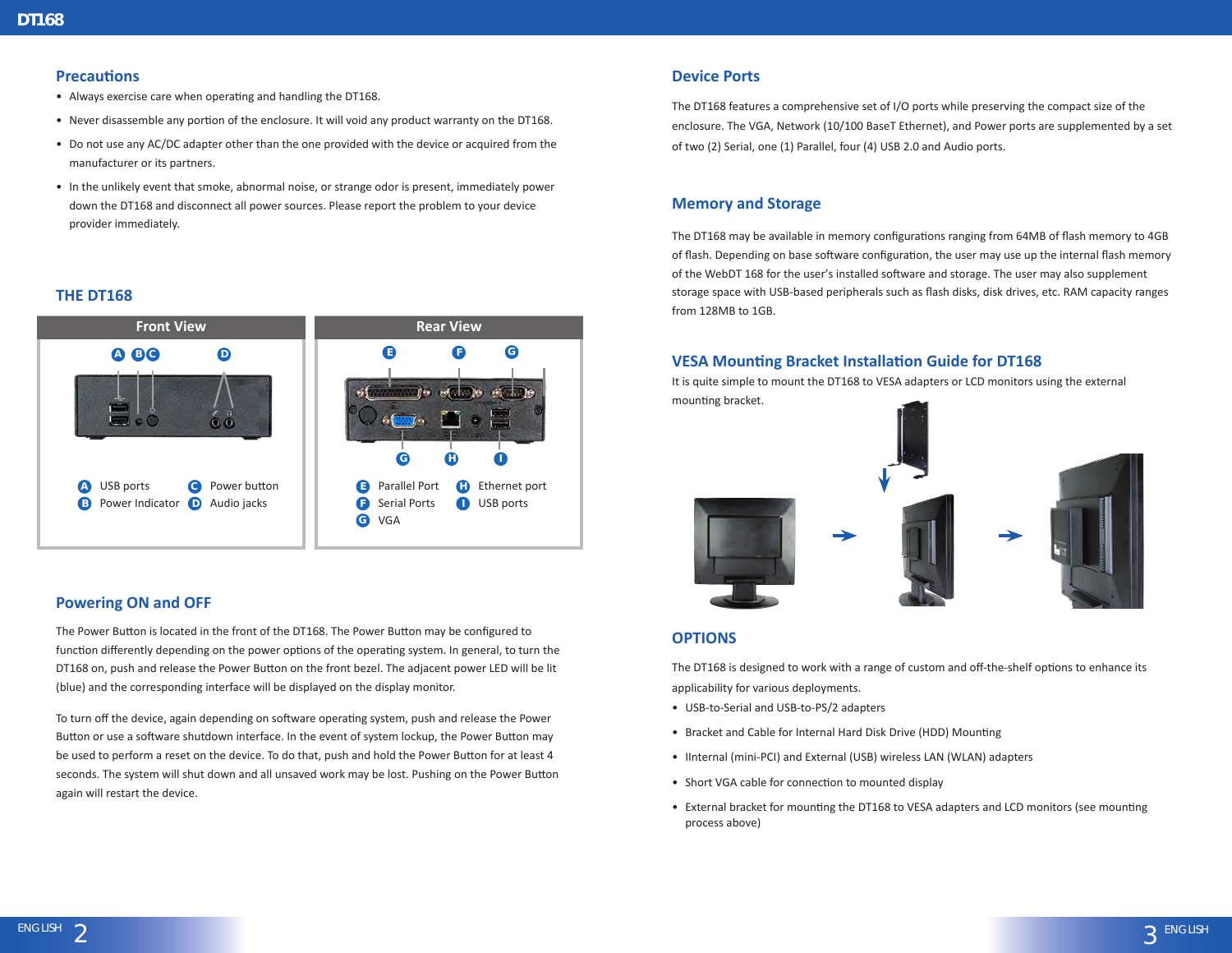## Precautions

- Always exercise care when operating and handling the DT168.
- Never disassemble any portion of the enclosure. It will void any product warranty on the DT168.
- Do not use any AC/DC adapter other than the one provided with the device or acquired from the manufacturer or its partners.
- In the unlikely event that smoke, abnormal noise, or strange odor is present, immediately power down the DT168 and disconnect all power sources. Please report the problem to your device provider immediately.

## THE DT168

**Front View**

A B C D

- A USB ports
- B Power Indicator
- C Power button
- D Audio jacks

**Rear View**

E F G

G H I

- E Parallel Port
- F Serial Ports
- G VGA
- H Ethernet port
- I USB ports

## Powering ON and OFF

The Power Button is located in the front of the DT168. The Power Button may be configured to function differently depending on the power options of the operating system. In general, to turn the DT168 on, push and release the Power Button on the front bezel. The adjacent power LED will be lit (blue) and the corresponding interface will be displayed on the display monitor.

To turn off the device, again depending on software operating system, push and release the Power Button or use a software shutdown interface. In the event of system lockup, the Power Button may be used to perform a reset on the device. To do that, push and hold the Power Button for at least 4 seconds. The system will shut down and all unsaved work may be lost. Pushing on the Power Button again will restart the device.

## Device Ports

The DT168 features a comprehensive set of I/O ports while preserving the compact size of the enclosure. The VGA, Network (10/100 BaseT Ethernet), and Power ports are supplemented by a set of two (2) Serial, one (1) Parallel, four (4) USB 2.0 and Audio ports.

## Memory and Storage

The DT168 may be available in memory configurations ranging from 64MB of flash memory to 4GB of flash. Depending on base software configuration, the user may use up the internal flash memory of the WebDT 168 for the user's installed software and storage. The user may also supplement storage space with USB-based peripherals such as flash disks, disk drives, etc. RAM capacity ranges from 128MB to 1GB.

## VESA Mounting Bracket Installation Guide for DT168

It is quite simple to mount the DT168 to VESA adapters or LCD monitors using the external mounting bracket.

## OPTIONS

The DT168 is designed to work with a range of custom and off-the-shelf options to enhance its applicability for various deployments.

- USB-to-Serial and USB-to-PS/2 adapters
- Bracket and Cable for Internal Hard Disk Drive (HDD) Mounting
- IInternal (mini-PCI) and External (USB) wireless LAN (WLAN) adapters
- Short VGA cable for connection to mounted display
- External bracket for mounting the DT168 to VESA adapters and LCD monitors (see mounting process above)